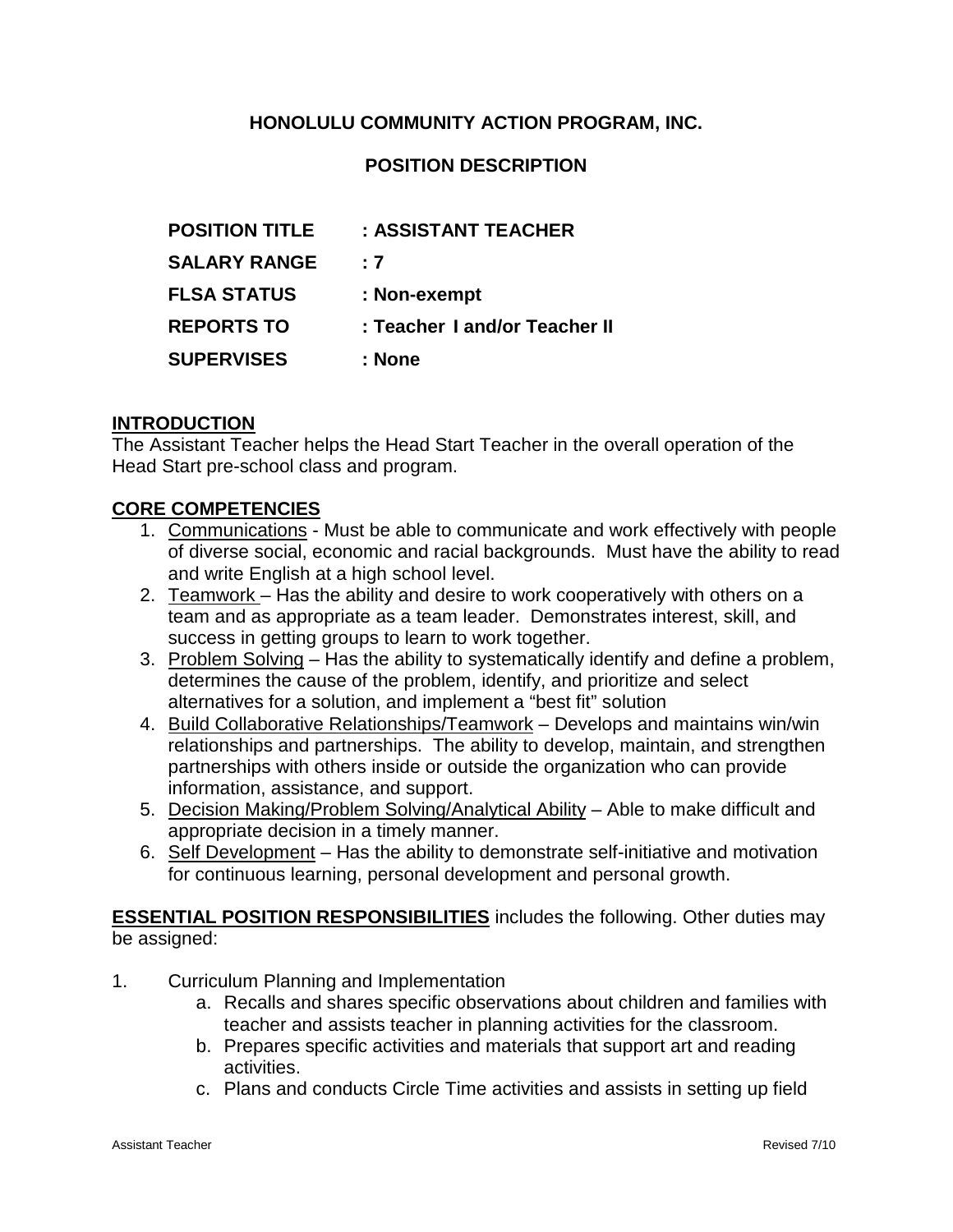## HONOLULU COMMUNITY ACTION PROGRAM, INC.

## POSITION DESCRIPTION

**POSITION TITLE : ASSISTANT TEACHER**

**SALARY RANGE : 7**

**FLSA STATUS : Non-exempt**

**REPORTS TO : Teacher I and/or Teacher II**

**SUPERVISES : None**

**INTRODUCTION**

The Assistant Teacher helps the Head Start Teacher in the overall operation of the Head Start pre-school class and program.

**CORE COMPETENCIES**

1. Communications - Must be able to communicate and work effectively with people of diverse social, economic and racial backgrounds. Must have the ability to read and write English at a high school level.
2. Teamwork – Has the ability and desire to work cooperatively with others on a team and as appropriate as a team leader. Demonstrates interest, skill, and success in getting groups to learn to work together.
3. Problem Solving – Has the ability to systematically identify and define a problem, determines the cause of the problem, identify, and prioritize and select alternatives for a solution, and implement a "best fit" solution
4. Build Collaborative Relationships/Teamwork – Develops and maintains win/win relationships and partnerships. The ability to develop, maintain, and strengthen partnerships with others inside or outside the organization who can provide information, assistance, and support.
5. Decision Making/Problem Solving/Analytical Ability – Able to make difficult and appropriate decision in a timely manner.
6. Self Development – Has the ability to demonstrate self-initiative and motivation for continuous learning, personal development and personal growth.

**ESSENTIAL POSITION RESPONSIBILITIES** includes the following. Other duties may be assigned:

1. Curriculum Planning and Implementation
   a. Recalls and shares specific observations about children and families with teacher and assists teacher in planning activities for the classroom.
   b. Prepares specific activities and materials that support art and reading activities.
   c. Plans and conducts Circle Time activities and assists in setting up field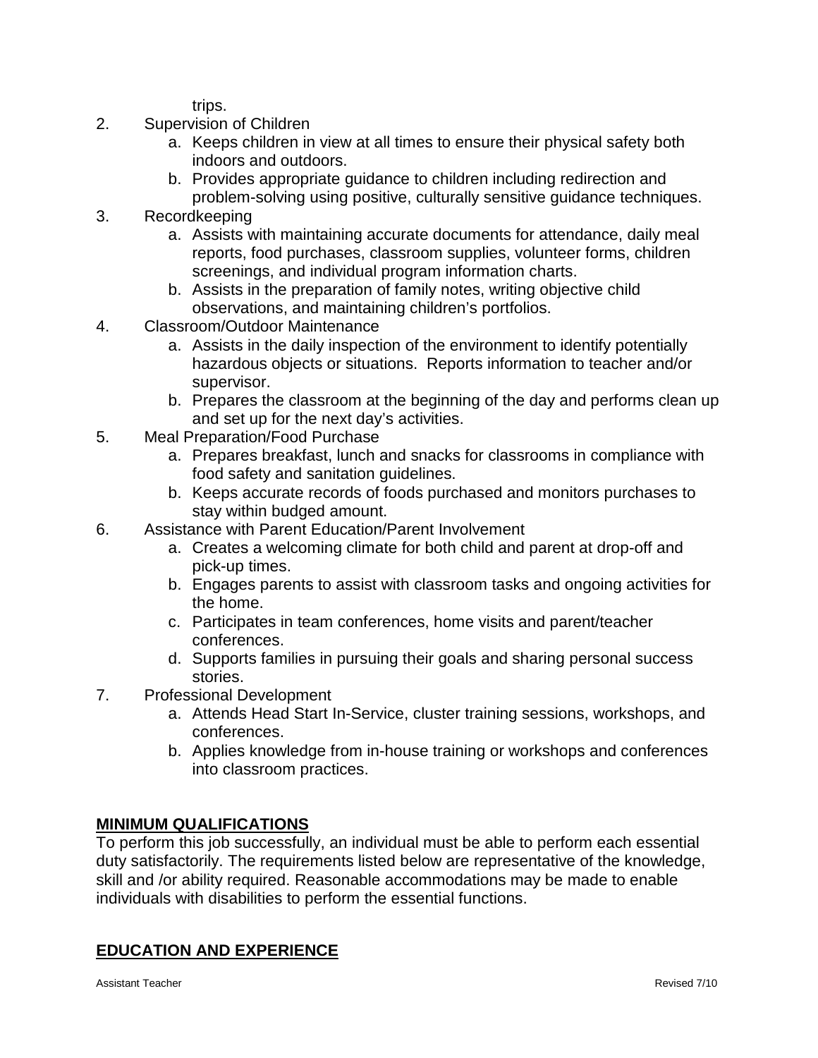trips.

2. Supervision of Children
    a. Keeps children in view at all times to ensure their physical safety both indoors and outdoors.
    b. Provides appropriate guidance to children including redirection and problem-solving using positive, culturally sensitive guidance techniques.
3. Recordkeeping
    a. Assists with maintaining accurate documents for attendance, daily meal reports, food purchases, classroom supplies, volunteer forms, children screenings, and individual program information charts.
    b. Assists in the preparation of family notes, writing objective child observations, and maintaining children's portfolios.
4. Classroom/Outdoor Maintenance
    a. Assists in the daily inspection of the environment to identify potentially hazardous objects or situations. Reports information to teacher and/or supervisor.
    b. Prepares the classroom at the beginning of the day and performs clean up and set up for the next day's activities.
5. Meal Preparation/Food Purchase
    a. Prepares breakfast, lunch and snacks for classrooms in compliance with food safety and sanitation guidelines.
    b. Keeps accurate records of foods purchased and monitors purchases to stay within budged amount.
6. Assistance with Parent Education/Parent Involvement
    a. Creates a welcoming climate for both child and parent at drop-off and pick-up times.
    b. Engages parents to assist with classroom tasks and ongoing activities for the home.
    c. Participates in team conferences, home visits and parent/teacher conferences.
    d. Supports families in pursuing their goals and sharing personal success stories.
7. Professional Development
    a. Attends Head Start In-Service, cluster training sessions, workshops, and conferences.
    b. Applies knowledge from in-house training or workshops and conferences into classroom practices.

## MINIMUM QUALIFICATIONS

To perform this job successfully, an individual must be able to perform each essential duty satisfactorily. The requirements listed below are representative of the knowledge, skill and /or ability required. Reasonable accommodations may be made to enable individuals with disabilities to perform the essential functions.

## EDUCATION AND EXPERIENCE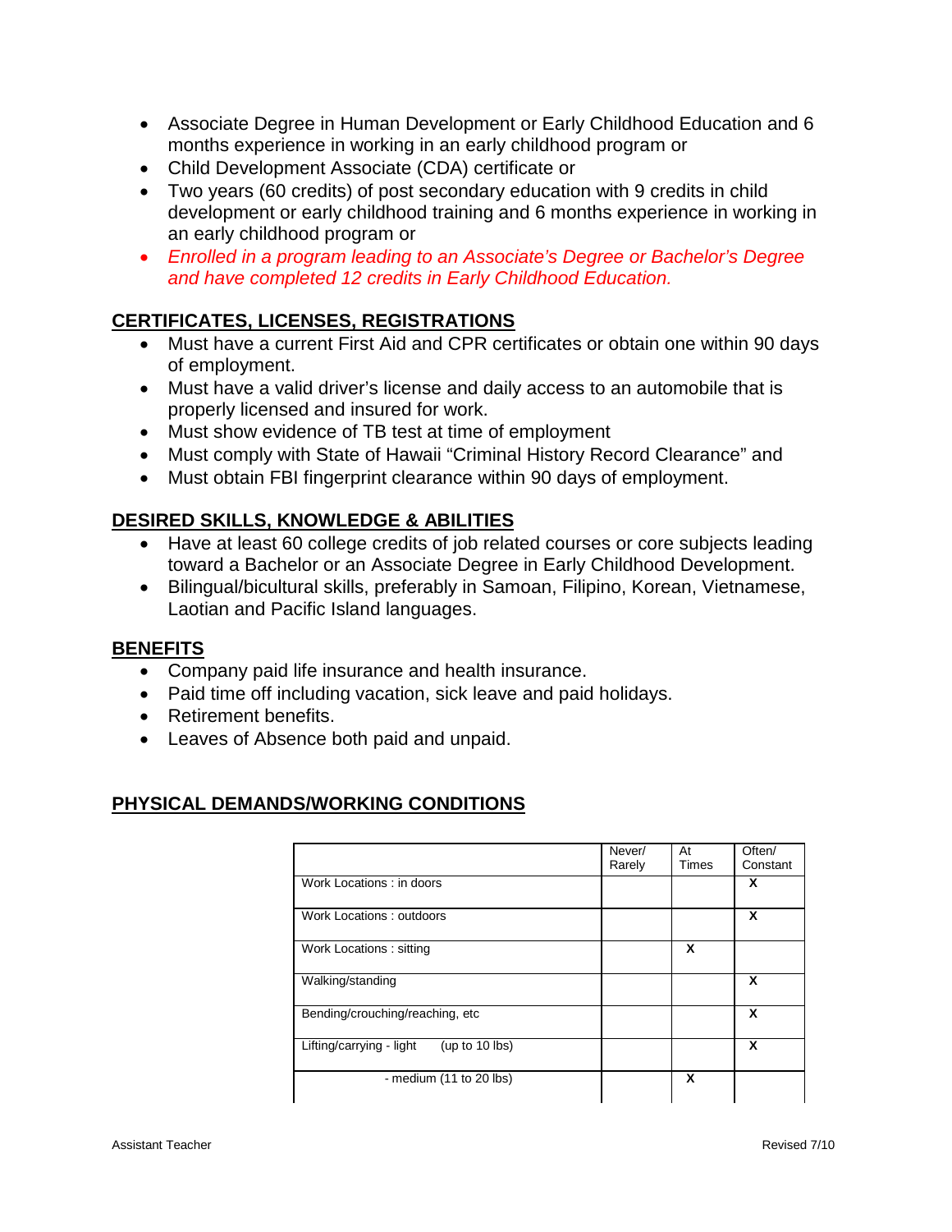- Associate Degree in Human Development or Early Childhood Education and 6 months experience in working in an early childhood program or
- Child Development Associate (CDA) certificate or
- Two years (60 credits) of post secondary education with 9 credits in child development or early childhood training and 6 months experience in working in an early childhood program or
- *Enrolled in a program leading to an Associate's Degree or Bachelor's Degree and have completed 12 credits in Early Childhood Education.*

## CERTIFICATES, LICENSES, REGISTRATIONS

- Must have a current First Aid and CPR certificates or obtain one within 90 days of employment.
- Must have a valid driver's license and daily access to an automobile that is properly licensed and insured for work.
- Must show evidence of TB test at time of employment
- Must comply with State of Hawaii "Criminal History Record Clearance" and
- Must obtain FBI fingerprint clearance within 90 days of employment.

## DESIRED SKILLS, KNOWLEDGE & ABILITIES

- Have at least 60 college credits of job related courses or core subjects leading toward a Bachelor or an Associate Degree in Early Childhood Development.
- Bilingual/bicultural skills, preferably in Samoan, Filipino, Korean, Vietnamese, Laotian and Pacific Island languages.

## BENEFITS

- Company paid life insurance and health insurance.
- Paid time off including vacation, sick leave and paid holidays.
- Retirement benefits.
- Leaves of Absence both paid and unpaid.

## PHYSICAL DEMANDS/WORKING CONDITIONS

| | Never/ Rarely | At Times | Often/ Constant |
|---|---|---|---|
| Work Locations : in doors | | | X |
| Work Locations : outdoors | | | X |
| Work Locations : sitting | | X | |
| Walking/standing | | | X |
| Bending/crouching/reaching, etc | | | X |
| Lifting/carrying - light (up to 10 lbs) | | | X |
| - medium (11 to 20 lbs) | | X | |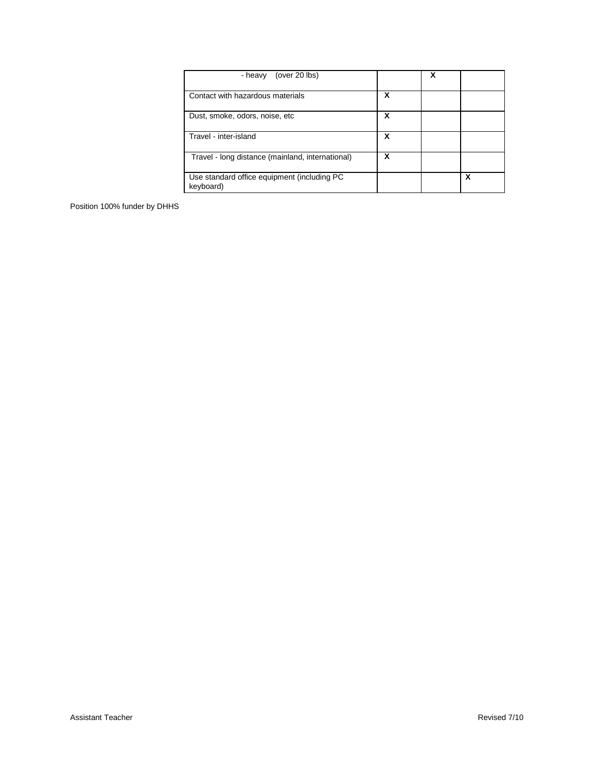| | | | |
|---|---|---|---|
| - heavy (over 20 lbs) | | X | |
| Contact with hazardous materials | X | | |
| Dust, smoke, odors, noise, etc | X | | |
| Travel - inter-island | X | | |
| Travel - long distance (mainland, international) | X | | |
| Use standard office equipment (including PC keyboard) | | | X |

Position 100% funder by DHHS